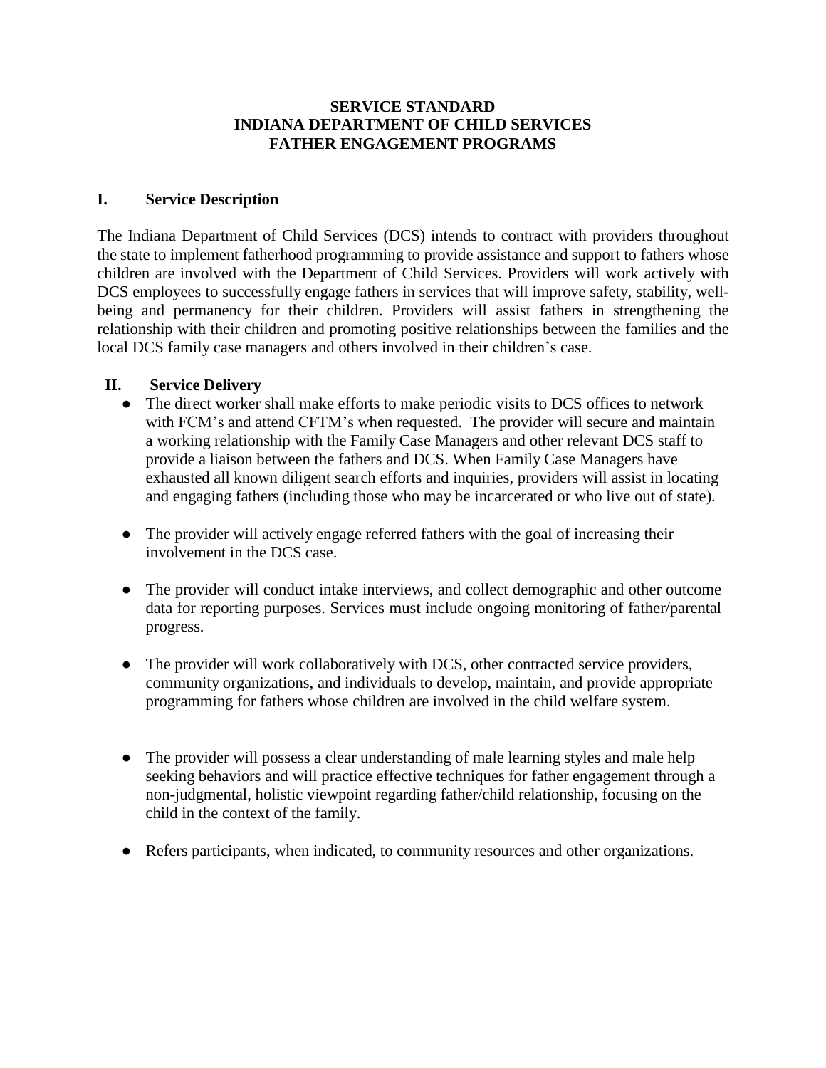**SERVICE STANDARD**
**INDIANA DEPARTMENT OF CHILD SERVICES**
**FATHER ENGAGEMENT PROGRAMS**

## I. Service Description

The Indiana Department of Child Services (DCS) intends to contract with providers throughout the state to implement fatherhood programming to provide assistance and support to fathers whose children are involved with the Department of Child Services. Providers will work actively with DCS employees to successfully engage fathers in services that will improve safety, stability, well-being and permanency for their children. Providers will assist fathers in strengthening the relationship with their children and promoting positive relationships between the families and the local DCS family case managers and others involved in their children's case.

## II. Service Delivery

- The direct worker shall make efforts to make periodic visits to DCS offices to network with FCM's and attend CFTM's when requested. The provider will secure and maintain a working relationship with the Family Case Managers and other relevant DCS staff to provide a liaison between the fathers and DCS. When Family Case Managers have exhausted all known diligent search efforts and inquiries, providers will assist in locating and engaging fathers (including those who may be incarcerated or who live out of state).

- The provider will actively engage referred fathers with the goal of increasing their involvement in the DCS case.

- The provider will conduct intake interviews, and collect demographic and other outcome data for reporting purposes. Services must include ongoing monitoring of father/parental progress.

- The provider will work collaboratively with DCS, other contracted service providers, community organizations, and individuals to develop, maintain, and provide appropriate programming for fathers whose children are involved in the child welfare system.

- The provider will possess a clear understanding of male learning styles and male help seeking behaviors and will practice effective techniques for father engagement through a non-judgmental, holistic viewpoint regarding father/child relationship, focusing on the child in the context of the family.

- Refers participants, when indicated, to community resources and other organizations.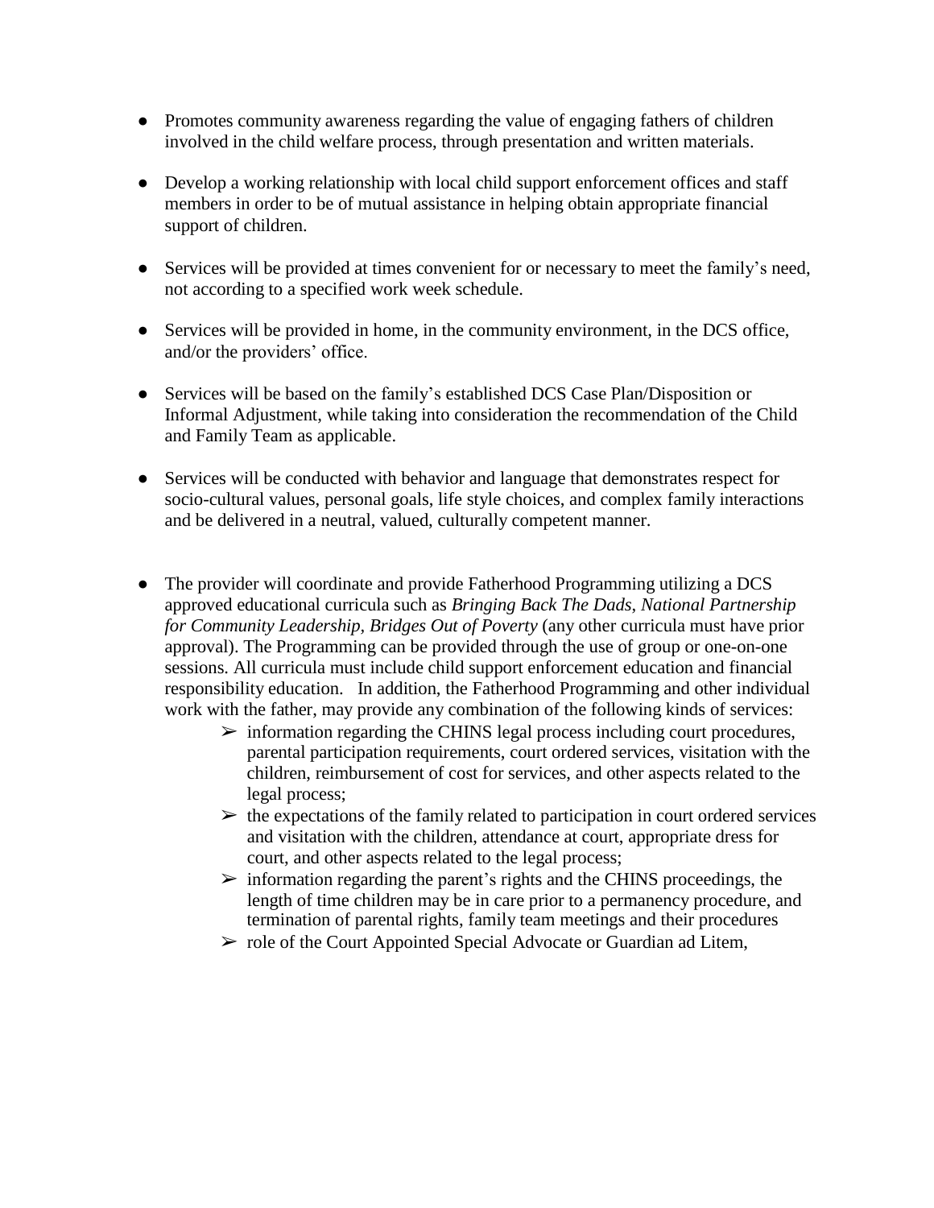- Promotes community awareness regarding the value of engaging fathers of children involved in the child welfare process, through presentation and written materials.

- Develop a working relationship with local child support enforcement offices and staff members in order to be of mutual assistance in helping obtain appropriate financial support of children.

- Services will be provided at times convenient for or necessary to meet the family's need, not according to a specified work week schedule.

- Services will be provided in home, in the community environment, in the DCS office, and/or the providers' office.

- Services will be based on the family's established DCS Case Plan/Disposition or Informal Adjustment, while taking into consideration the recommendation of the Child and Family Team as applicable.

- Services will be conducted with behavior and language that demonstrates respect for socio-cultural values, personal goals, life style choices, and complex family interactions and be delivered in a neutral, valued, culturally competent manner.

- The provider will coordinate and provide Fatherhood Programming utilizing a DCS approved educational curricula such as *Bringing Back The Dads*, *National Partnership for Community Leadership*, *Bridges Out of Poverty* (any other curricula must have prior approval). The Programming can be provided through the use of group or one-on-one sessions. All curricula must include child support enforcement education and financial responsibility education. In addition, the Fatherhood Programming and other individual work with the father, may provide any combination of the following kinds of services:
    - information regarding the CHINS legal process including court procedures, parental participation requirements, court ordered services, visitation with the children, reimbursement of cost for services, and other aspects related to the legal process;
    - the expectations of the family related to participation in court ordered services and visitation with the children, attendance at court, appropriate dress for court, and other aspects related to the legal process;
    - information regarding the parent's rights and the CHINS proceedings, the length of time children may be in care prior to a permanency procedure, and termination of parental rights, family team meetings and their procedures
    - role of the Court Appointed Special Advocate or Guardian ad Litem,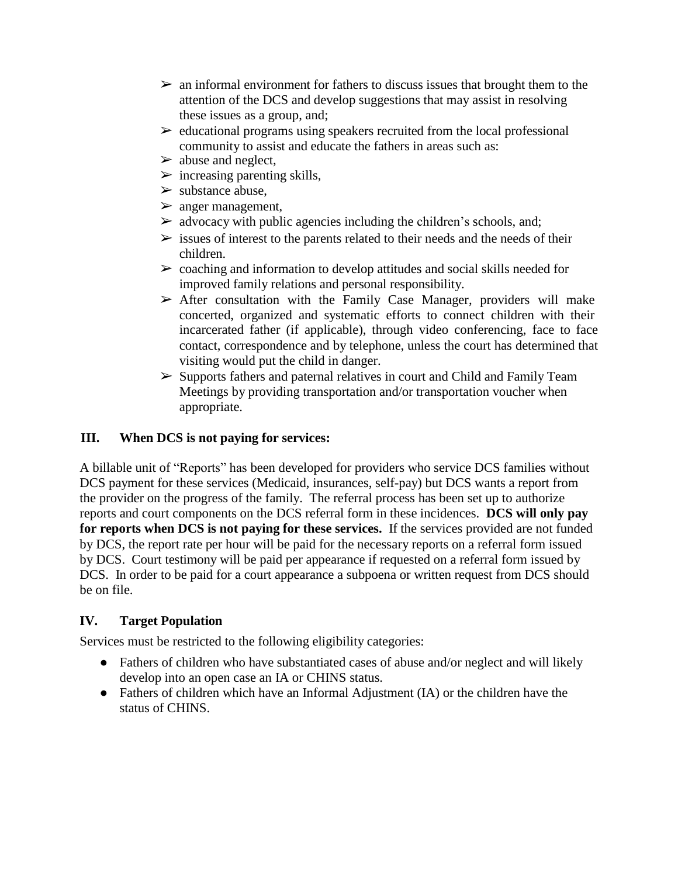- ➢ an informal environment for fathers to discuss issues that brought them to the attention of the DCS and develop suggestions that may assist in resolving these issues as a group, and;
- ➢ educational programs using speakers recruited from the local professional community to assist and educate the fathers in areas such as:
- ➢ abuse and neglect,
- ➢ increasing parenting skills,
- ➢ substance abuse,
- ➢ anger management,
- ➢ advocacy with public agencies including the children's schools, and;
- ➢ issues of interest to the parents related to their needs and the needs of their children.
- ➢ coaching and information to develop attitudes and social skills needed for improved family relations and personal responsibility.
- ➢ After consultation with the Family Case Manager, providers will make concerted, organized and systematic efforts to connect children with their incarcerated father (if applicable), through video conferencing, face to face contact, correspondence and by telephone, unless the court has determined that visiting would put the child in danger.
- ➢ Supports fathers and paternal relatives in court and Child and Family Team Meetings by providing transportation and/or transportation voucher when appropriate.

## III. When DCS is not paying for services:

A billable unit of "Reports" has been developed for providers who service DCS families without DCS payment for these services (Medicaid, insurances, self-pay) but DCS wants a report from the provider on the progress of the family. The referral process has been set up to authorize reports and court components on the DCS referral form in these incidences. **DCS will only pay for reports when DCS is not paying for these services.** If the services provided are not funded by DCS, the report rate per hour will be paid for the necessary reports on a referral form issued by DCS. Court testimony will be paid per appearance if requested on a referral form issued by DCS. In order to be paid for a court appearance a subpoena or written request from DCS should be on file.

## IV. Target Population

Services must be restricted to the following eligibility categories:

- Fathers of children who have substantiated cases of abuse and/or neglect and will likely develop into an open case an IA or CHINS status.
- Fathers of children which have an Informal Adjustment (IA) or the children have the status of CHINS.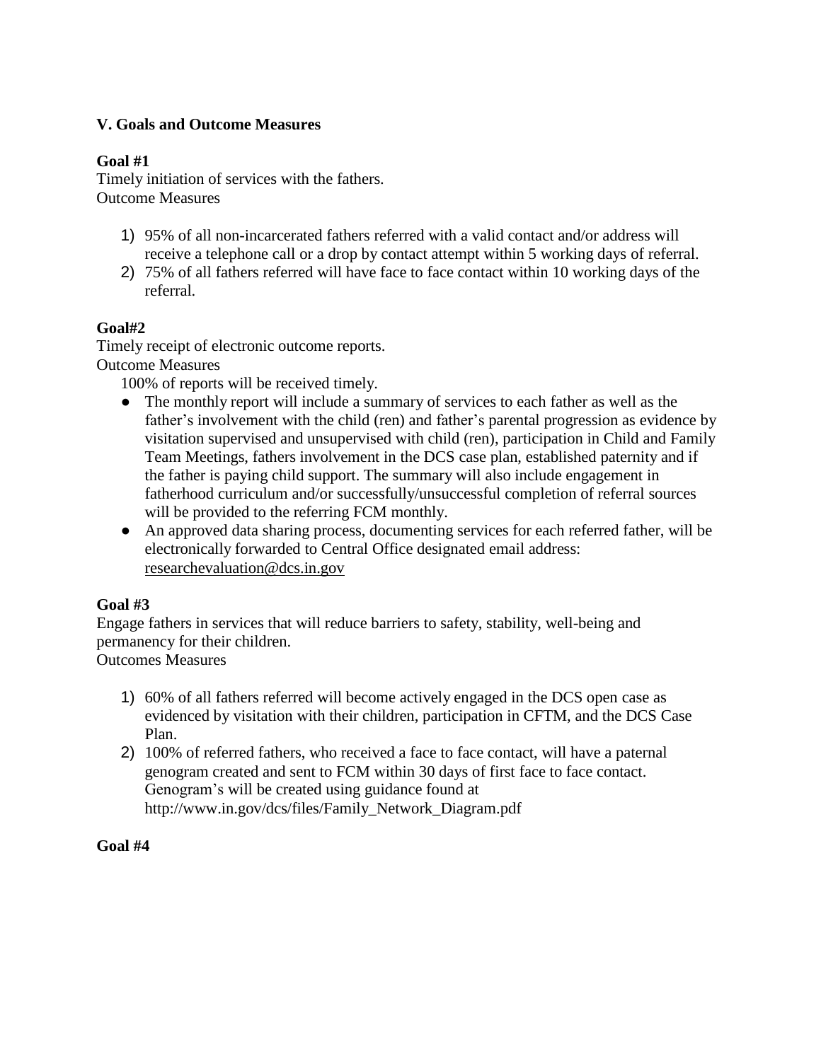## V. Goals and Outcome Measures

**Goal #1**

Timely initiation of services with the fathers.
Outcome Measures

1) 95% of all non-incarcerated fathers referred with a valid contact and/or address will receive a telephone call or a drop by contact attempt within 5 working days of referral.
2) 75% of all fathers referred will have face to face contact within 10 working days of the referral.

**Goal#2**

Timely receipt of electronic outcome reports.
Outcome Measures

100% of reports will be received timely.

- The monthly report will include a summary of services to each father as well as the father's involvement with the child (ren) and father's parental progression as evidence by visitation supervised and unsupervised with child (ren), participation in Child and Family Team Meetings, fathers involvement in the DCS case plan, established paternity and if the father is paying child support. The summary will also include engagement in fatherhood curriculum and/or successfully/unsuccessful completion of referral sources will be provided to the referring FCM monthly.
- An approved data sharing process, documenting services for each referred father, will be electronically forwarded to Central Office designated email address: researchevaluation@dcs.in.gov

**Goal #3**

Engage fathers in services that will reduce barriers to safety, stability, well-being and permanency for their children.
Outcomes Measures

1) 60% of all fathers referred will become actively engaged in the DCS open case as evidenced by visitation with their children, participation in CFTM, and the DCS Case Plan.
2) 100% of referred fathers, who received a face to face contact, will have a paternal genogram created and sent to FCM within 30 days of first face to face contact. Genogram's will be created using guidance found at http://www.in.gov/dcs/files/Family_Network_Diagram.pdf

**Goal #4**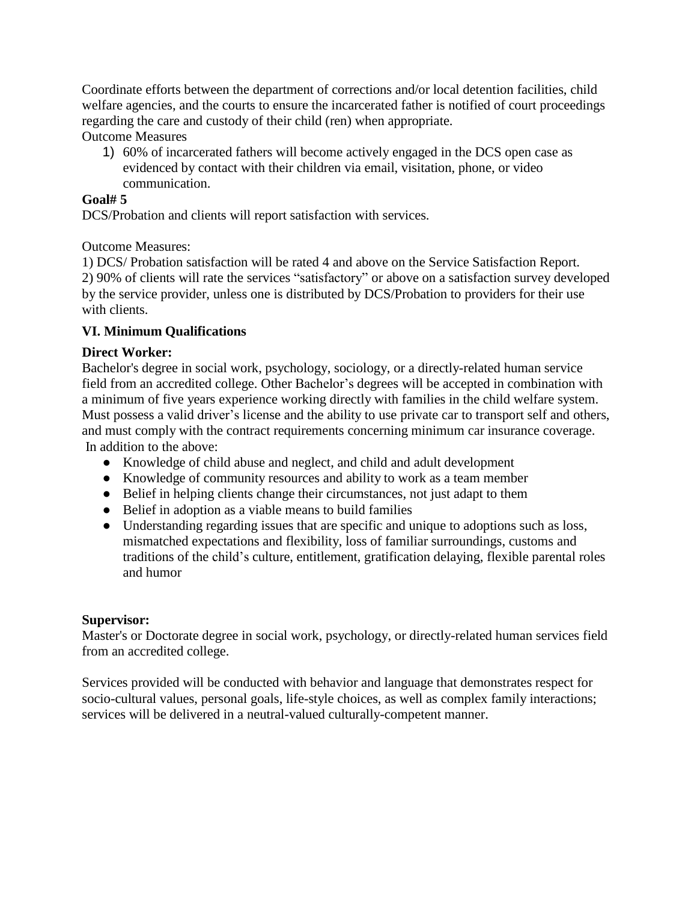Coordinate efforts between the department of corrections and/or local detention facilities, child welfare agencies, and the courts to ensure the incarcerated father is notified of court proceedings regarding the care and custody of their child (ren) when appropriate.

Outcome Measures

1) 60% of incarcerated fathers will become actively engaged in the DCS open case as evidenced by contact with their children via email, visitation, phone, or video communication.

**Goal# 5**

DCS/Probation and clients will report satisfaction with services.

Outcome Measures:

1) DCS/ Probation satisfaction will be rated 4 and above on the Service Satisfaction Report.
2) 90% of clients will rate the services “satisfactory” or above on a satisfaction survey developed by the service provider, unless one is distributed by DCS/Probation to providers for their use with clients.

**VI. Minimum Qualifications**

**Direct Worker:**

Bachelor's degree in social work, psychology, sociology, or a directly-related human service field from an accredited college. Other Bachelor’s degrees will be accepted in combination with a minimum of five years experience working directly with families in the child welfare system. Must possess a valid driver’s license and the ability to use private car to transport self and others, and must comply with the contract requirements concerning minimum car insurance coverage.
In addition to the above:

- Knowledge of child abuse and neglect, and child and adult development
- Knowledge of community resources and ability to work as a team member
- Belief in helping clients change their circumstances, not just adapt to them
- Belief in adoption as a viable means to build families
- Understanding regarding issues that are specific and unique to adoptions such as loss, mismatched expectations and flexibility, loss of familiar surroundings, customs and traditions of the child’s culture, entitlement, gratification delaying, flexible parental roles and humor

**Supervisor:**

Master's or Doctorate degree in social work, psychology, or directly-related human services field from an accredited college.

Services provided will be conducted with behavior and language that demonstrates respect for socio-cultural values, personal goals, life-style choices, as well as complex family interactions; services will be delivered in a neutral-valued culturally-competent manner.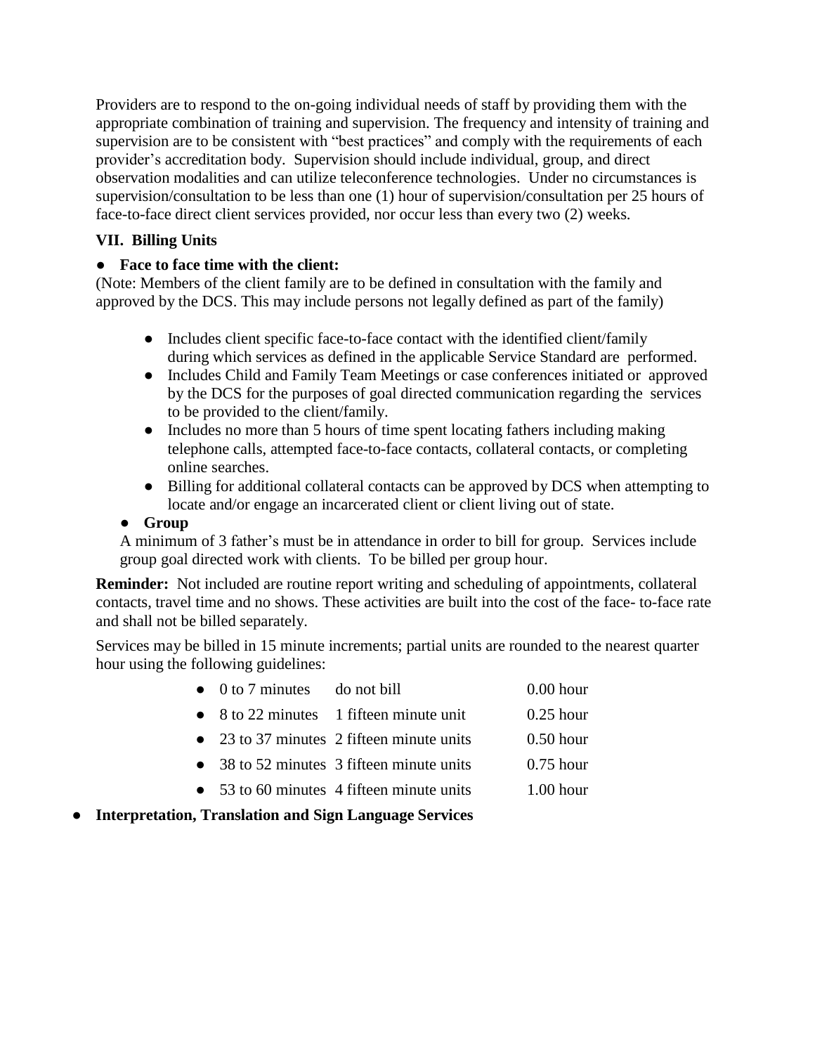Providers are to respond to the on-going individual needs of staff by providing them with the appropriate combination of training and supervision. The frequency and intensity of training and supervision are to be consistent with "best practices" and comply with the requirements of each provider's accreditation body. Supervision should include individual, group, and direct observation modalities and can utilize teleconference technologies. Under no circumstances is supervision/consultation to be less than one (1) hour of supervision/consultation per 25 hours of face-to-face direct client services provided, nor occur less than every two (2) weeks.

### VII. Billing Units

- **Face to face time with the client:**

(Note: Members of the client family are to be defined in consultation with the family and approved by the DCS. This may include persons not legally defined as part of the family)

  - Includes client specific face-to-face contact with the identified client/family during which services as defined in the applicable Service Standard are performed.
  - Includes Child and Family Team Meetings or case conferences initiated or approved by the DCS for the purposes of goal directed communication regarding the services to be provided to the client/family.
  - Includes no more than 5 hours of time spent locating fathers including making telephone calls, attempted face-to-face contacts, collateral contacts, or completing online searches.
  - Billing for additional collateral contacts can be approved by DCS when attempting to locate and/or engage an incarcerated client or client living out of state.

- **Group**

A minimum of 3 father's must be in attendance in order to bill for group. Services include group goal directed work with clients. To be billed per group hour.

**Reminder:** Not included are routine report writing and scheduling of appointments, collateral contacts, travel time and no shows. These activities are built into the cost of the face- to-face rate and shall not be billed separately.

Services may be billed in 15 minute increments; partial units are rounded to the nearest quarter hour using the following guidelines:

- 0 to 7 minutes — do not bill — 0.00 hour
- 8 to 22 minutes — 1 fifteen minute unit — 0.25 hour
- 23 to 37 minutes — 2 fifteen minute units — 0.50 hour
- 38 to 52 minutes — 3 fifteen minute units — 0.75 hour
- 53 to 60 minutes — 4 fifteen minute units — 1.00 hour

- **Interpretation, Translation and Sign Language Services**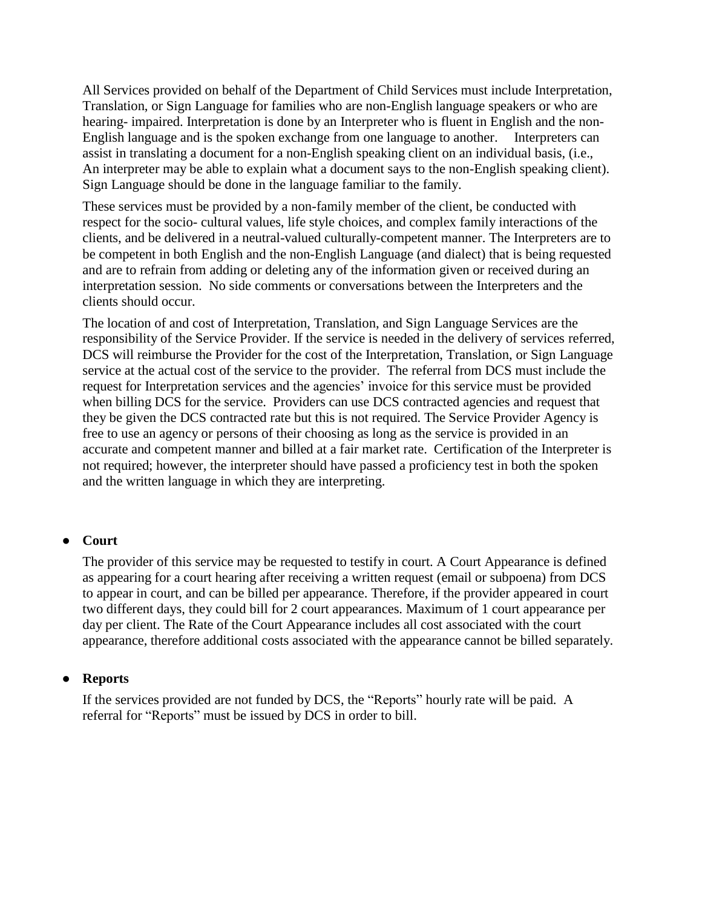All Services provided on behalf of the Department of Child Services must include Interpretation, Translation, or Sign Language for families who are non-English language speakers or who are hearing- impaired. Interpretation is done by an Interpreter who is fluent in English and the non-English language and is the spoken exchange from one language to another. Interpreters can assist in translating a document for a non-English speaking client on an individual basis, (i.e., An interpreter may be able to explain what a document says to the non-English speaking client). Sign Language should be done in the language familiar to the family.

These services must be provided by a non-family member of the client, be conducted with respect for the socio- cultural values, life style choices, and complex family interactions of the clients, and be delivered in a neutral-valued culturally-competent manner. The Interpreters are to be competent in both English and the non-English Language (and dialect) that is being requested and are to refrain from adding or deleting any of the information given or received during an interpretation session. No side comments or conversations between the Interpreters and the clients should occur.

The location of and cost of Interpretation, Translation, and Sign Language Services are the responsibility of the Service Provider. If the service is needed in the delivery of services referred, DCS will reimburse the Provider for the cost of the Interpretation, Translation, or Sign Language service at the actual cost of the service to the provider. The referral from DCS must include the request for Interpretation services and the agencies' invoice for this service must be provided when billing DCS for the service. Providers can use DCS contracted agencies and request that they be given the DCS contracted rate but this is not required. The Service Provider Agency is free to use an agency or persons of their choosing as long as the service is provided in an accurate and competent manner and billed at a fair market rate. Certification of the Interpreter is not required; however, the interpreter should have passed a proficiency test in both the spoken and the written language in which they are interpreting.

- **Court**

  The provider of this service may be requested to testify in court. A Court Appearance is defined as appearing for a court hearing after receiving a written request (email or subpoena) from DCS to appear in court, and can be billed per appearance. Therefore, if the provider appeared in court two different days, they could bill for 2 court appearances. Maximum of 1 court appearance per day per client. The Rate of the Court Appearance includes all cost associated with the court appearance, therefore additional costs associated with the appearance cannot be billed separately.

- **Reports**

  If the services provided are not funded by DCS, the "Reports" hourly rate will be paid. A referral for "Reports" must be issued by DCS in order to bill.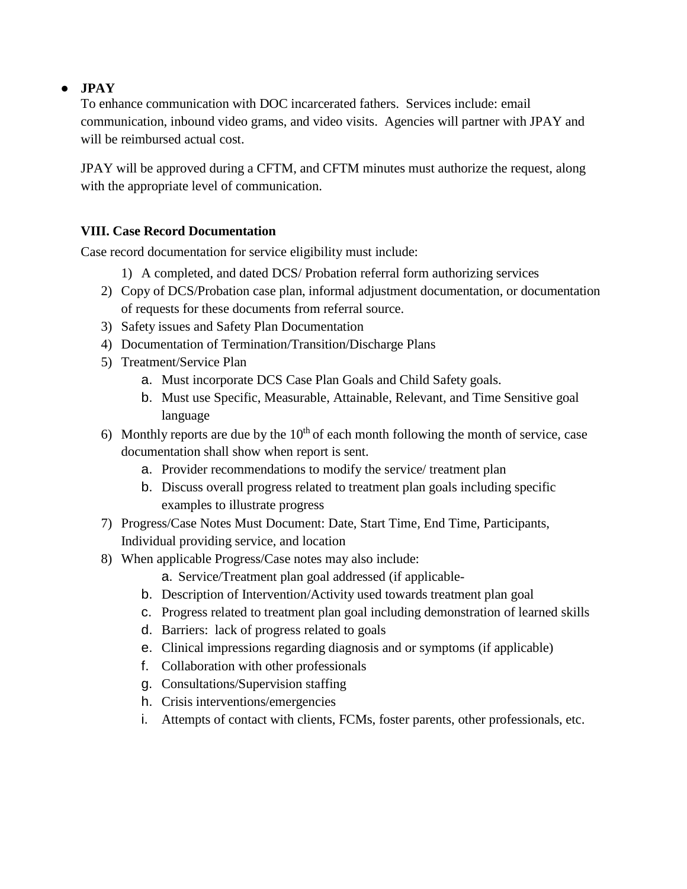- **JPAY**

  To enhance communication with DOC incarcerated fathers. Services include: email communication, inbound video grams, and video visits. Agencies will partner with JPAY and will be reimbursed actual cost.

  JPAY will be approved during a CFTM, and CFTM minutes must authorize the request, along with the appropriate level of communication.

**VIII. Case Record Documentation**

Case record documentation for service eligibility must include:

1) A completed, and dated DCS/ Probation referral form authorizing services
2) Copy of DCS/Probation case plan, informal adjustment documentation, or documentation of requests for these documents from referral source.
3) Safety issues and Safety Plan Documentation
4) Documentation of Termination/Transition/Discharge Plans
5) Treatment/Service Plan
   a. Must incorporate DCS Case Plan Goals and Child Safety goals.
   b. Must use Specific, Measurable, Attainable, Relevant, and Time Sensitive goal language
6) Monthly reports are due by the 10th of each month following the month of service, case documentation shall show when report is sent.
   a. Provider recommendations to modify the service/ treatment plan
   b. Discuss overall progress related to treatment plan goals including specific examples to illustrate progress
7) Progress/Case Notes Must Document: Date, Start Time, End Time, Participants, Individual providing service, and location
8) When applicable Progress/Case notes may also include:
   a. Service/Treatment plan goal addressed (if applicable-
   b. Description of Intervention/Activity used towards treatment plan goal
   c. Progress related to treatment plan goal including demonstration of learned skills
   d. Barriers: lack of progress related to goals
   e. Clinical impressions regarding diagnosis and or symptoms (if applicable)
   f. Collaboration with other professionals
   g. Consultations/Supervision staffing
   h. Crisis interventions/emergencies
   i. Attempts of contact with clients, FCMs, foster parents, other professionals, etc.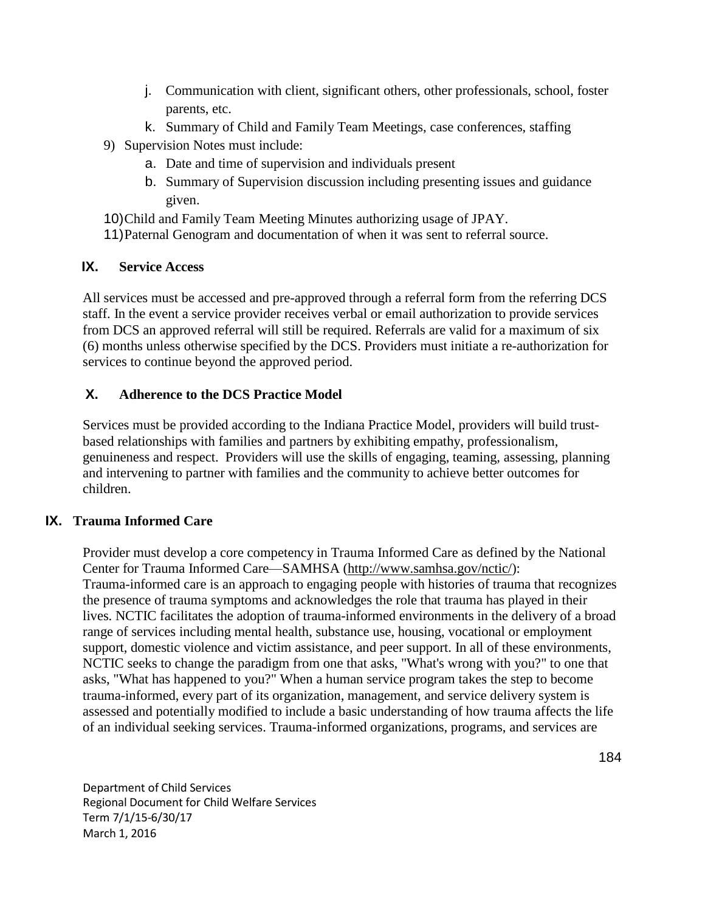j. Communication with client, significant others, other professionals, school, foster parents, etc.
   k. Summary of Child and Family Team Meetings, case conferences, staffing

9) Supervision Notes must include:
   a. Date and time of supervision and individuals present
   b. Summary of Supervision discussion including presenting issues and guidance given.

10) Child and Family Team Meeting Minutes authorizing usage of JPAY.

11) Paternal Genogram and documentation of when it was sent to referral source.

## IX. Service Access

All services must be accessed and pre-approved through a referral form from the referring DCS staff. In the event a service provider receives verbal or email authorization to provide services from DCS an approved referral will still be required. Referrals are valid for a maximum of six (6) months unless otherwise specified by the DCS. Providers must initiate a re-authorization for services to continue beyond the approved period.

## X. Adherence to the DCS Practice Model

Services must be provided according to the Indiana Practice Model, providers will build trust-based relationships with families and partners by exhibiting empathy, professionalism, genuineness and respect. Providers will use the skills of engaging, teaming, assessing, planning and intervening to partner with families and the community to achieve better outcomes for children.

## IX. Trauma Informed Care

Provider must develop a core competency in Trauma Informed Care as defined by the National Center for Trauma Informed Care—SAMHSA (http://www.samhsa.gov/nctic/):
Trauma-informed care is an approach to engaging people with histories of trauma that recognizes the presence of trauma symptoms and acknowledges the role that trauma has played in their lives. NCTIC facilitates the adoption of trauma-informed environments in the delivery of a broad range of services including mental health, substance use, housing, vocational or employment support, domestic violence and victim assistance, and peer support. In all of these environments, NCTIC seeks to change the paradigm from one that asks, "What's wrong with you?" to one that asks, "What has happened to you?" When a human service program takes the step to become trauma-informed, every part of its organization, management, and service delivery system is assessed and potentially modified to include a basic understanding of how trauma affects the life of an individual seeking services. Trauma-informed organizations, programs, and services are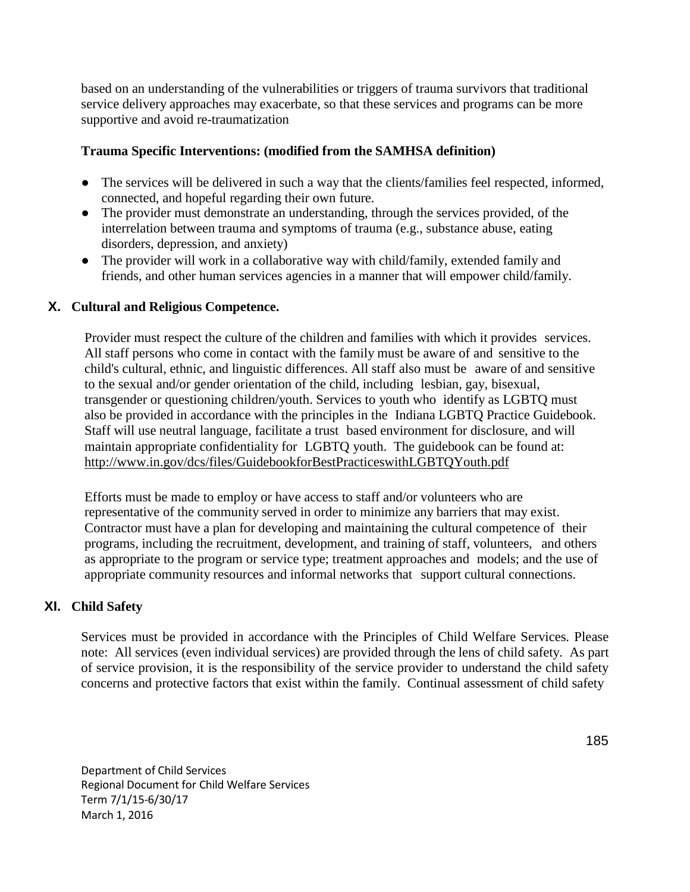based on an understanding of the vulnerabilities or triggers of trauma survivors that traditional service delivery approaches may exacerbate, so that these services and programs can be more supportive and avoid re-traumatization

**Trauma Specific Interventions: (modified from the SAMHSA definition)**

- The services will be delivered in such a way that the clients/families feel respected, informed, connected, and hopeful regarding their own future.
- The provider must demonstrate an understanding, through the services provided, of the interrelation between trauma and symptoms of trauma (e.g., substance abuse, eating disorders, depression, and anxiety)
- The provider will work in a collaborative way with child/family, extended family and friends, and other human services agencies in a manner that will empower child/family.

## X. Cultural and Religious Competence.

Provider must respect the culture of the children and families with which it provides services. All staff persons who come in contact with the family must be aware of and sensitive to the child's cultural, ethnic, and linguistic differences. All staff also must be aware of and sensitive to the sexual and/or gender orientation of the child, including lesbian, gay, bisexual, transgender or questioning children/youth. Services to youth who identify as LGBTQ must also be provided in accordance with the principles in the Indiana LGBTQ Practice Guidebook. Staff will use neutral language, facilitate a trust based environment for disclosure, and will maintain appropriate confidentiality for LGBTQ youth. The guidebook can be found at: http://www.in.gov/dcs/files/GuidebookforBestPracticeswithLGBTQYouth.pdf

Efforts must be made to employ or have access to staff and/or volunteers who are representative of the community served in order to minimize any barriers that may exist. Contractor must have a plan for developing and maintaining the cultural competence of their programs, including the recruitment, development, and training of staff, volunteers, and others as appropriate to the program or service type; treatment approaches and models; and the use of appropriate community resources and informal networks that support cultural connections.

## XI. Child Safety

Services must be provided in accordance with the Principles of Child Welfare Services. Please note: All services (even individual services) are provided through the lens of child safety. As part of service provision, it is the responsibility of the service provider to understand the child safety concerns and protective factors that exist within the family. Continual assessment of child safety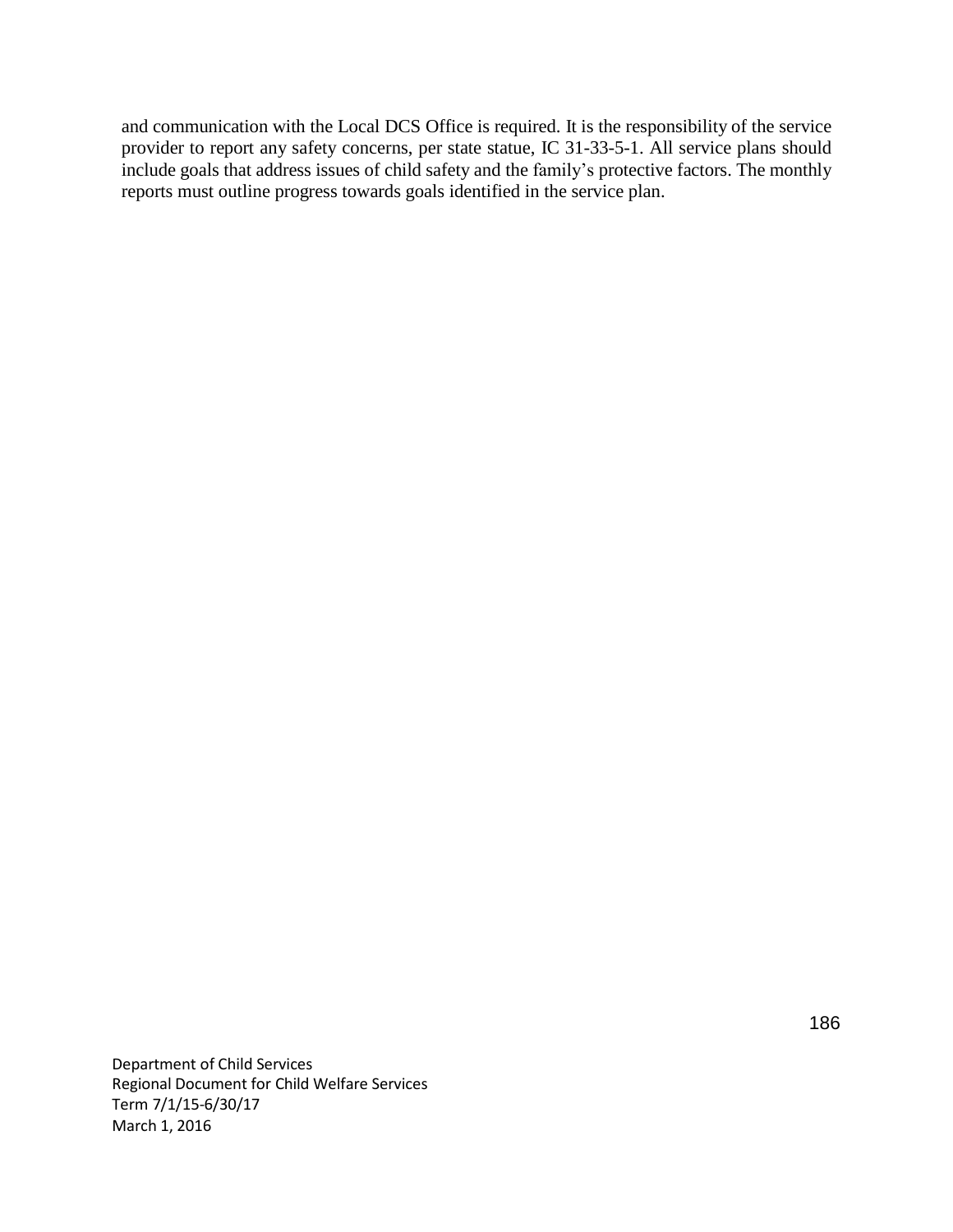and communication with the Local DCS Office is required. It is the responsibility of the service provider to report any safety concerns, per state statue, IC 31-33-5-1. All service plans should include goals that address issues of child safety and the family's protective factors. The monthly reports must outline progress towards goals identified in the service plan.